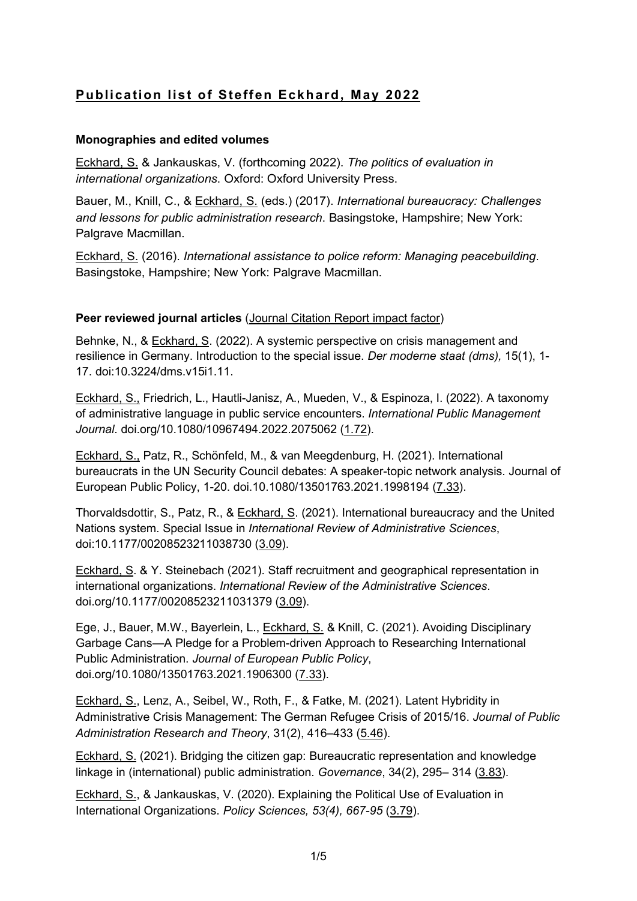# Publication list of Steffen Eckhard, May 2022

## Monographies and edited volumes

Eckhard, S. & Jankauskas, V. (forthcoming 2022). *The politics of evaluation in international organizations.* Oxford: Oxford University Press.

Bauer, M., Knill, C., & Eckhard, S. (eds.) (2017). *International bureaucracy: Challenges and lessons for public administration research*. Basingstoke, Hampshire; New York: Palgrave Macmillan.

Eckhard, S. (2016). *International assistance to police reform: Managing peacebuilding*. Basingstoke, Hampshire; New York: Palgrave Macmillan.

## Peer reviewed journal articles (Journal Citation Report impact factor)

Behnke, N., & Eckhard, S. (2022). A systemic perspective on crisis management and resilience in Germany. Introduction to the special issue. *Der moderne staat (dms),* 15(1), 1-17. doi:10.3224/dms.v15i1.11.

Eckhard, S., Friedrich, L., Hautli-Janisz, A., Mueden, V., & Espinoza, I. (2022). A taxonomy of administrative language in public service encounters. *International Public Management Journal*. doi.org/10.1080/10967494.2022.2075062 (1.72).

Eckhard, S., Patz, R., Schönfeld, M., & van Meegdenburg, H. (2021). International bureaucrats in the UN Security Council debates: A speaker-topic network analysis. Journal of European Public Policy, 1-20. doi.10.1080/13501763.2021.1998194 (7.33).

Thorvaldsdottir, S., Patz, R., & Eckhard, S. (2021). International bureaucracy and the United Nations system. Special Issue in *International Review of Administrative Sciences*, doi:10.1177/00208523211038730 (3.09).

Eckhard, S. & Y. Steinebach (2021). Staff recruitment and geographical representation in international organizations. *International Review of the Administrative Sciences*. doi.org/10.1177/00208523211031379 (3.09).

Ege, J., Bauer, M.W., Bayerlein, L., Eckhard, S. & Knill, C. (2021). Avoiding Disciplinary Garbage Cans—A Pledge for a Problem-driven Approach to Researching International Public Administration. *Journal of European Public Policy*, doi.org/10.1080/13501763.2021.1906300 (7.33).

Eckhard, S., Lenz, A., Seibel, W., Roth, F., & Fatke, M. (2021). Latent Hybridity in Administrative Crisis Management: The German Refugee Crisis of 2015/16. *Journal of Public Administration Research and Theory*, 31(2), 416–433 (5.46).

Eckhard, S. (2021). Bridging the citizen gap: Bureaucratic representation and knowledge linkage in (international) public administration. *Governance*, 34(2), 295– 314 (3.83).

Eckhard, S., & Jankauskas, V. (2020). Explaining the Political Use of Evaluation in International Organizations. *Policy Sciences, 53(4), 667-95* (3.79).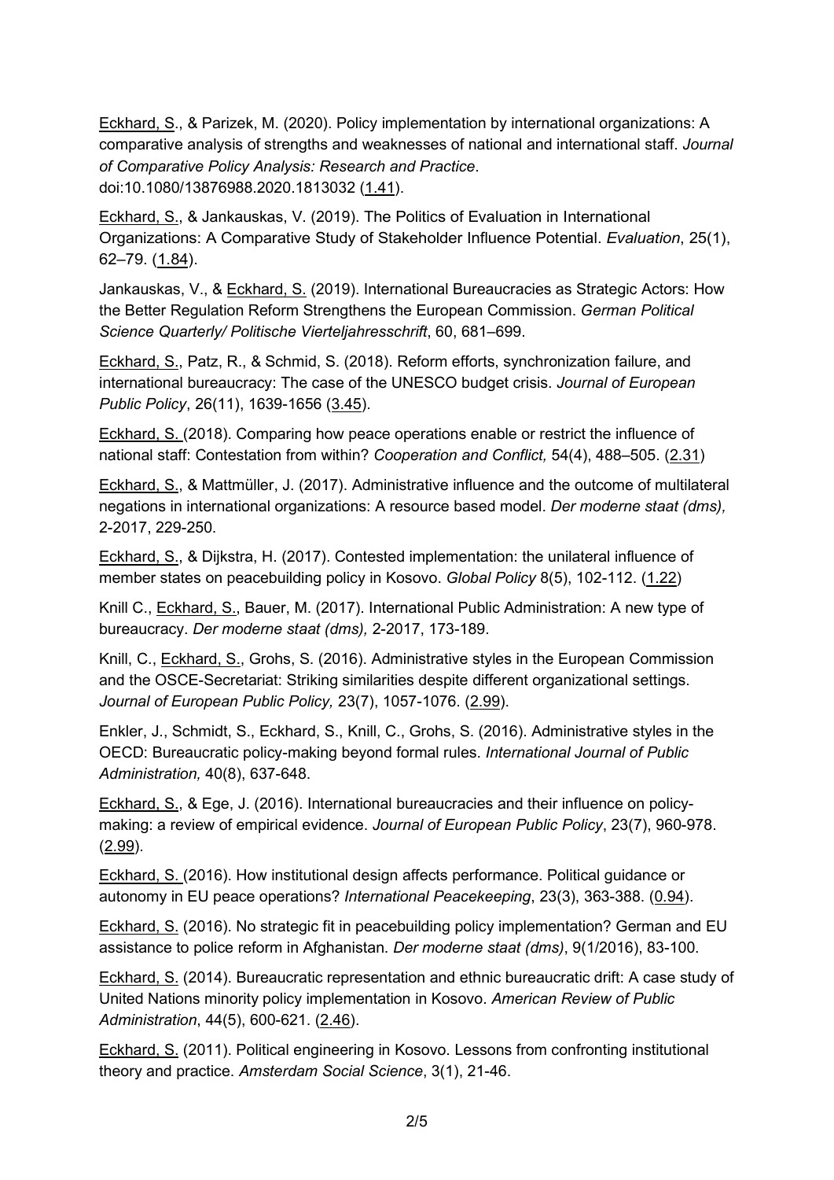Eckhard, S., & Parizek, M. (2020). Policy implementation by international organizations: A comparative analysis of strengths and weaknesses of national and international staff. *Journal of Comparative Policy Analysis: Research and Practice*. doi:10.1080/13876988.2020.1813032 (1.41).

Eckhard, S., & Jankauskas, V. (2019). The Politics of Evaluation in International Organizations: A Comparative Study of Stakeholder Influence Potential. *Evaluation*, 25(1), 62–79. (1.84).

Jankauskas, V., & Eckhard, S. (2019). International Bureaucracies as Strategic Actors: How the Better Regulation Reform Strengthens the European Commission. *German Political Science Quarterly/ Politische Vierteljahresschrift*, 60, 681–699.

Eckhard, S., Patz, R., & Schmid, S. (2018). Reform efforts, synchronization failure, and international bureaucracy: The case of the UNESCO budget crisis. *Journal of European Public Policy*, 26(11), 1639-1656 (3.45).

Eckhard, S. (2018). Comparing how peace operations enable or restrict the influence of national staff: Contestation from within? *Cooperation and Conflict,* 54(4), 488–505. (2.31)

Eckhard, S., & Mattmüller, J. (2017). Administrative influence and the outcome of multilateral negations in international organizations: A resource based model. *Der moderne staat (dms),* 2-2017, 229-250.

Eckhard, S., & Dijkstra, H. (2017). Contested implementation: the unilateral influence of member states on peacebuilding policy in Kosovo. *Global Policy* 8(5), 102-112. (1.22)

Knill C., Eckhard, S., Bauer, M. (2017). International Public Administration: A new type of bureaucracy. *Der moderne staat (dms),* 2-2017, 173-189.

Knill, C., Eckhard, S., Grohs, S. (2016). Administrative styles in the European Commission and the OSCE-Secretariat: Striking similarities despite different organizational settings. *Journal of European Public Policy,* 23(7), 1057-1076. (2.99).

Enkler, J., Schmidt, S., Eckhard, S., Knill, C., Grohs, S. (2016). Administrative styles in the OECD: Bureaucratic policy-making beyond formal rules. *International Journal of Public Administration,* 40(8), 637-648.

Eckhard, S., & Ege, J. (2016). International bureaucracies and their influence on policy-making: a review of empirical evidence. *Journal of European Public Policy*, 23(7), 960-978. (2.99).

Eckhard, S. (2016). How institutional design affects performance. Political guidance or autonomy in EU peace operations? *International Peacekeeping*, 23(3), 363-388. (0.94).

Eckhard, S. (2016). No strategic fit in peacebuilding policy implementation? German and EU assistance to police reform in Afghanistan. *Der moderne staat (dms)*, 9(1/2016), 83-100.

Eckhard, S. (2014). Bureaucratic representation and ethnic bureaucratic drift: A case study of United Nations minority policy implementation in Kosovo. *American Review of Public Administration*, 44(5), 600-621. (2.46).

Eckhard, S. (2011). Political engineering in Kosovo. Lessons from confronting institutional theory and practice. *Amsterdam Social Science*, 3(1), 21-46.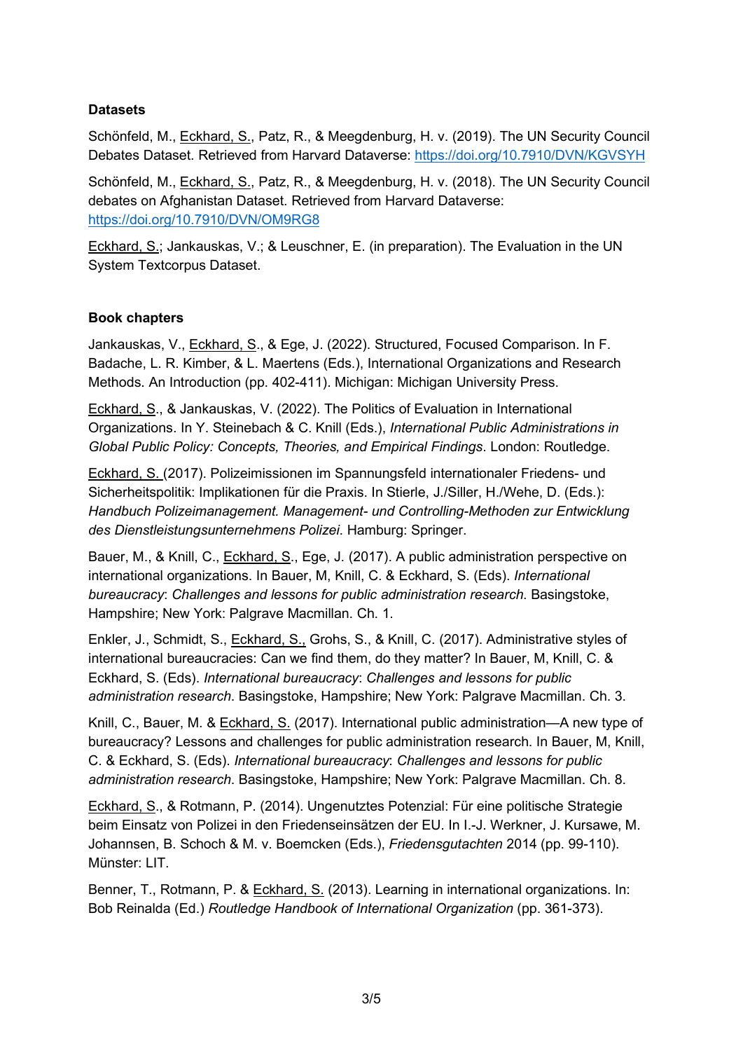**Datasets**

Schönfeld, M., Eckhard, S., Patz, R., & Meegdenburg, H. v. (2019). The UN Security Council Debates Dataset. Retrieved from Harvard Dataverse: https://doi.org/10.7910/DVN/KGVSYH

Schönfeld, M., Eckhard, S., Patz, R., & Meegdenburg, H. v. (2018). The UN Security Council debates on Afghanistan Dataset. Retrieved from Harvard Dataverse: https://doi.org/10.7910/DVN/OM9RG8

Eckhard, S.; Jankauskas, V.; & Leuschner, E. (in preparation). The Evaluation in the UN System Textcorpus Dataset.

**Book chapters**

Jankauskas, V., Eckhard, S., & Ege, J. (2022). Structured, Focused Comparison. In F. Badache, L. R. Kimber, & L. Maertens (Eds.), International Organizations and Research Methods. An Introduction (pp. 402-411). Michigan: Michigan University Press.

Eckhard, S., & Jankauskas, V. (2022). The Politics of Evaluation in International Organizations. In Y. Steinebach & C. Knill (Eds.), *International Public Administrations in Global Public Policy: Concepts, Theories, and Empirical Findings*. London: Routledge.

Eckhard, S. (2017). Polizeimissionen im Spannungsfeld internationaler Friedens- und Sicherheitspolitik: Implikationen für die Praxis. In Stierle, J./Siller, H./Wehe, D. (Eds.): *Handbuch Polizeimanagement. Management- und Controlling-Methoden zur Entwicklung des Dienstleistungsunternehmens Polizei*. Hamburg: Springer.

Bauer, M., & Knill, C., Eckhard, S., Ege, J. (2017). A public administration perspective on international organizations. In Bauer, M, Knill, C. & Eckhard, S. (Eds). *International bureaucracy*: *Challenges and lessons for public administration research*. Basingstoke, Hampshire; New York: Palgrave Macmillan. Ch. 1.

Enkler, J., Schmidt, S., Eckhard, S., Grohs, S., & Knill, C. (2017). Administrative styles of international bureaucracies: Can we find them, do they matter? In Bauer, M, Knill, C. & Eckhard, S. (Eds). *International bureaucracy*: *Challenges and lessons for public administration research*. Basingstoke, Hampshire; New York: Palgrave Macmillan. Ch. 3.

Knill, C., Bauer, M. & Eckhard, S. (2017). International public administration—A new type of bureaucracy? Lessons and challenges for public administration research. In Bauer, M, Knill, C. & Eckhard, S. (Eds). *International bureaucracy*: *Challenges and lessons for public administration research*. Basingstoke, Hampshire; New York: Palgrave Macmillan. Ch. 8.

Eckhard, S., & Rotmann, P. (2014). Ungenutztes Potenzial: Für eine politische Strategie beim Einsatz von Polizei in den Friedenseinsätzen der EU. In I.-J. Werkner, J. Kursawe, M. Johannsen, B. Schoch & M. v. Boemcken (Eds.), *Friedensgutachten* 2014 (pp. 99-110). Münster: LIT.

Benner, T., Rotmann, P. & Eckhard, S. (2013). Learning in international organizations. In: Bob Reinalda (Ed.) *Routledge Handbook of International Organization* (pp. 361-373).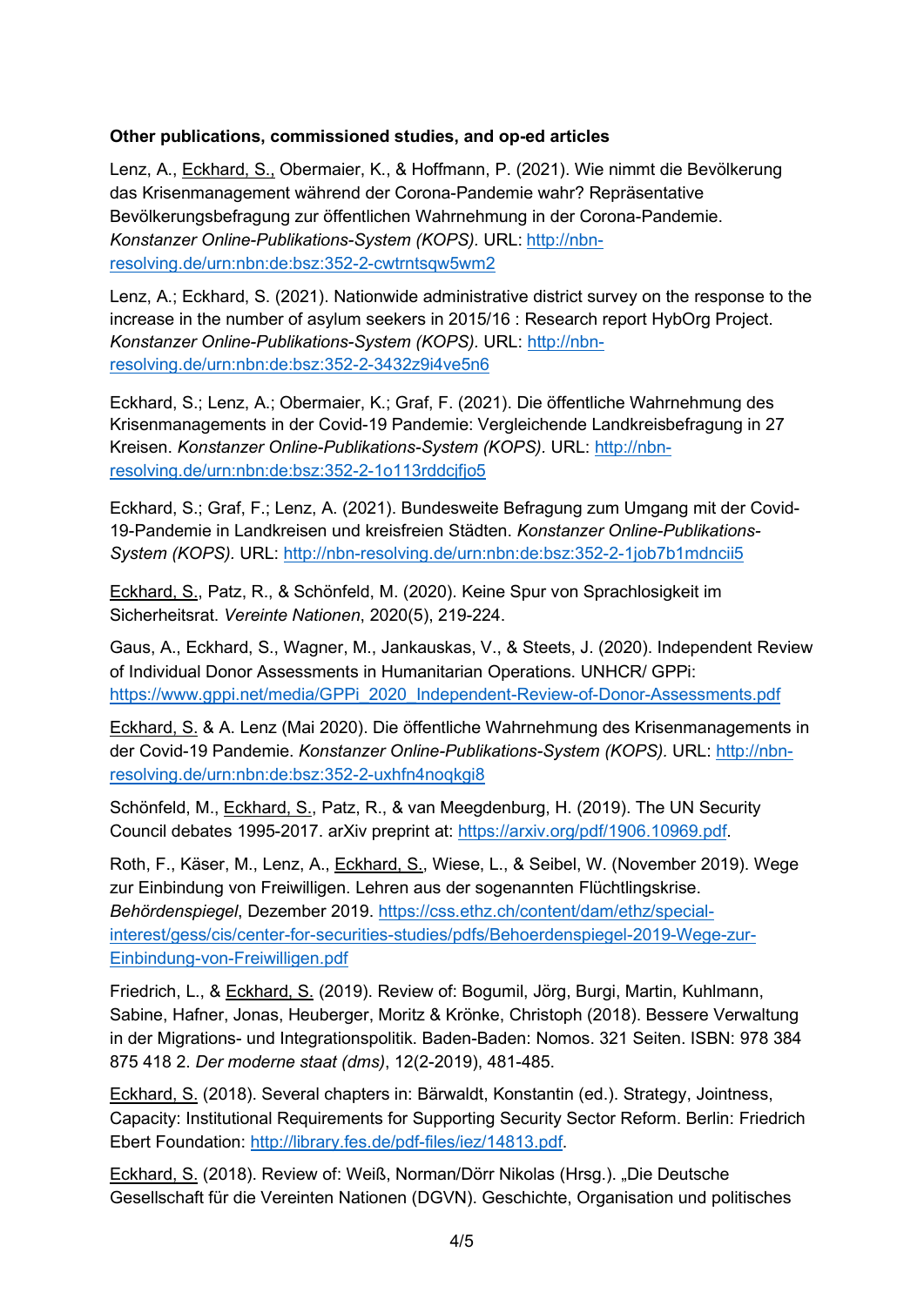**Other publications, commissioned studies, and op-ed articles**

Lenz, A., Eckhard, S., Obermaier, K., & Hoffmann, P. (2021). Wie nimmt die Bevölkerung das Krisenmanagement während der Corona-Pandemie wahr? Repräsentative Bevölkerungsbefragung zur öffentlichen Wahrnehmung in der Corona-Pandemie. *Konstanzer Online-Publikations-System (KOPS).* URL: http://nbn-resolving.de/urn:nbn:de:bsz:352-2-cwtrntsqw5wm2

Lenz, A.; Eckhard, S. (2021). Nationwide administrative district survey on the response to the increase in the number of asylum seekers in 2015/16 : Research report HybOrg Project. *Konstanzer Online-Publikations-System (KOPS).* URL: http://nbn-resolving.de/urn:nbn:de:bsz:352-2-3432z9i4ve5n6

Eckhard, S.; Lenz, A.; Obermaier, K.; Graf, F. (2021). Die öffentliche Wahrnehmung des Krisenmanagements in der Covid-19 Pandemie: Vergleichende Landkreisbefragung in 27 Kreisen. *Konstanzer Online-Publikations-System (KOPS).* URL: http://nbn-resolving.de/urn:nbn:de:bsz:352-2-1o113rddcjfjo5

Eckhard, S.; Graf, F.; Lenz, A. (2021). Bundesweite Befragung zum Umgang mit der Covid-19-Pandemie in Landkreisen und kreisfreien Städten. *Konstanzer Online-Publikations-System (KOPS).* URL: http://nbn-resolving.de/urn:nbn:de:bsz:352-2-1job7b1mdncii5

Eckhard, S., Patz, R., & Schönfeld, M. (2020). Keine Spur von Sprachlosigkeit im Sicherheitsrat. *Vereinte Nationen*, 2020(5), 219-224.

Gaus, A., Eckhard, S., Wagner, M., Jankauskas, V., & Steets, J. (2020). Independent Review of Individual Donor Assessments in Humanitarian Operations. UNHCR/ GPPi: https://www.gppi.net/media/GPPi_2020_Independent-Review-of-Donor-Assessments.pdf

Eckhard, S. & A. Lenz (Mai 2020). Die öffentliche Wahrnehmung des Krisenmanagements in der Covid-19 Pandemie. *Konstanzer Online-Publikations-System (KOPS)*. URL: http://nbn-resolving.de/urn:nbn:de:bsz:352-2-uxhfn4noqkgi8

Schönfeld, M., Eckhard, S., Patz, R., & van Meegdenburg, H. (2019). The UN Security Council debates 1995-2017. arXiv preprint at: https://arxiv.org/pdf/1906.10969.pdf.

Roth, F., Käser, M., Lenz, A., Eckhard, S., Wiese, L., & Seibel, W. (November 2019). Wege zur Einbindung von Freiwilligen. Lehren aus der sogenannten Flüchtlingskrise. *Behördenspiegel*, Dezember 2019. https://css.ethz.ch/content/dam/ethz/special-interest/gess/cis/center-for-securities-studies/pdfs/Behoerdenspiegel-2019-Wege-zur-Einbindung-von-Freiwilligen.pdf

Friedrich, L., & Eckhard, S. (2019). Review of: Bogumil, Jörg, Burgi, Martin, Kuhlmann, Sabine, Hafner, Jonas, Heuberger, Moritz & Krönke, Christoph (2018). Bessere Verwaltung in der Migrations- und Integrationspolitik. Baden-Baden: Nomos. 321 Seiten. ISBN: 978 384 875 418 2. *Der moderne staat (dms)*, 12(2-2019), 481-485.

Eckhard, S. (2018). Several chapters in: Bärwaldt, Konstantin (ed.). Strategy, Jointness, Capacity: Institutional Requirements for Supporting Security Sector Reform. Berlin: Friedrich Ebert Foundation: http://library.fes.de/pdf-files/iez/14813.pdf.

Eckhard, S. (2018). Review of: Weiß, Norman/Dörr Nikolas (Hrsg.). „Die Deutsche Gesellschaft für die Vereinten Nationen (DGVN). Geschichte, Organisation und politisches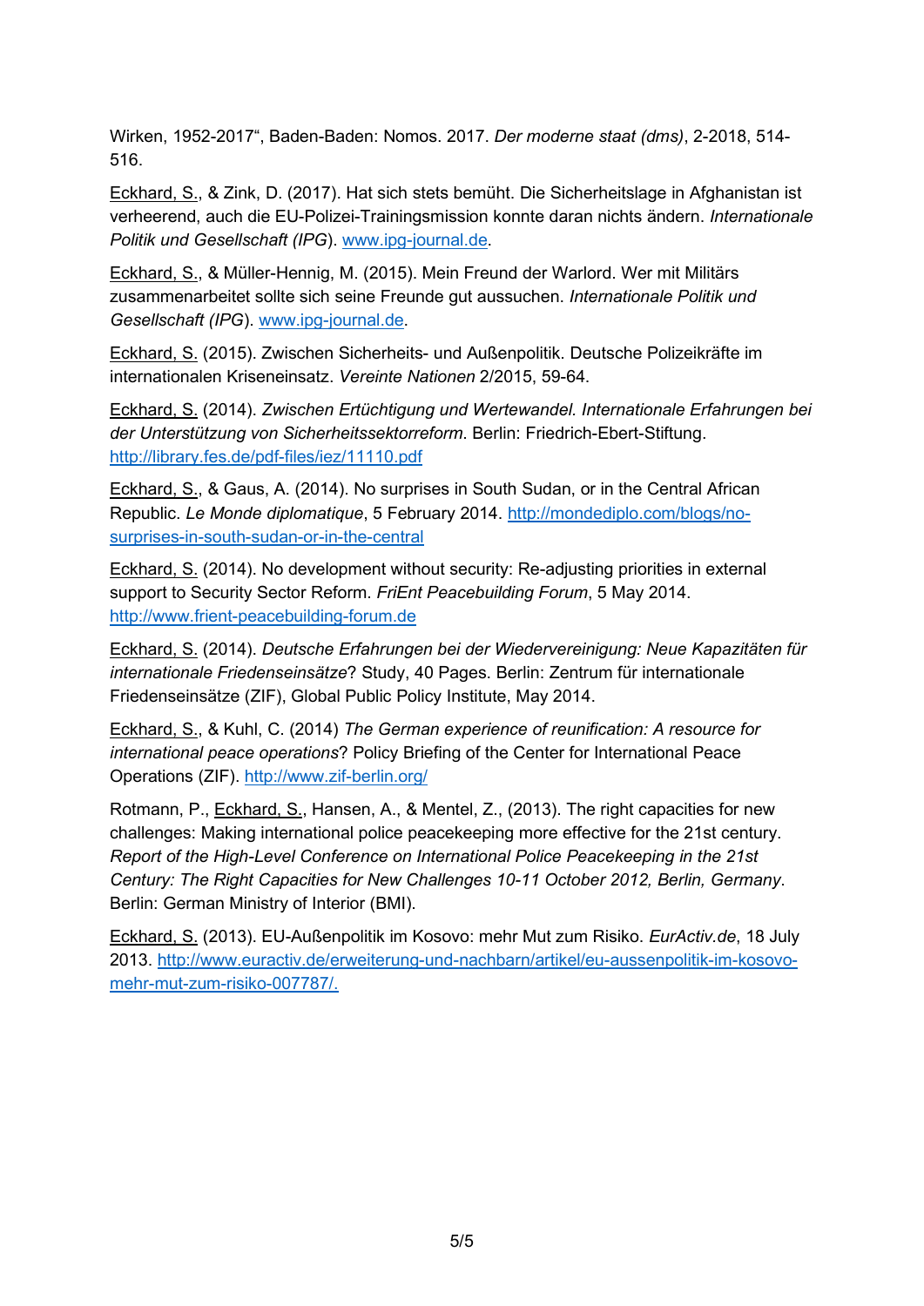Wirken, 1952-2017“, Baden-Baden: Nomos. 2017. *Der moderne staat (dms)*, 2-2018, 514-516.

Eckhard, S., & Zink, D. (2017). Hat sich stets bemüht. Die Sicherheitslage in Afghanistan ist verheerend, auch die EU-Polizei-Trainingsmission konnte daran nichts ändern. *Internationale Politik und Gesellschaft (IPG)*. www.ipg-journal.de.

Eckhard, S., & Müller-Hennig, M. (2015). Mein Freund der Warlord. Wer mit Militärs zusammenarbeitet sollte sich seine Freunde gut aussuchen. *Internationale Politik und Gesellschaft (IPG)*. www.ipg-journal.de.

Eckhard, S. (2015). Zwischen Sicherheits- und Außenpolitik. Deutsche Polizeikräfte im internationalen Kriseneinsatz. *Vereinte Nationen* 2/2015, 59-64.

Eckhard, S. (2014). *Zwischen Ertüchtigung und Wertewandel. Internationale Erfahrungen bei der Unterstützung von Sicherheitssektorreform*. Berlin: Friedrich-Ebert-Stiftung. http://library.fes.de/pdf-files/iez/11110.pdf

Eckhard, S., & Gaus, A. (2014). No surprises in South Sudan, or in the Central African Republic. *Le Monde diplomatique*, 5 February 2014. http://mondediplo.com/blogs/no-surprises-in-south-sudan-or-in-the-central

Eckhard, S. (2014). No development without security: Re-adjusting priorities in external support to Security Sector Reform. *FriEnt Peacebuilding Forum*, 5 May 2014. http://www.frient-peacebuilding-forum.de

Eckhard, S. (2014). *Deutsche Erfahrungen bei der Wiedervereinigung: Neue Kapazitäten für internationale Friedenseinsätze*? Study, 40 Pages. Berlin: Zentrum für internationale Friedenseinsätze (ZIF), Global Public Policy Institute, May 2014.

Eckhard, S., & Kuhl, C. (2014) *The German experience of reunification: A resource for international peace operations*? Policy Briefing of the Center for International Peace Operations (ZIF). http://www.zif-berlin.org/

Rotmann, P., Eckhard, S., Hansen, A., & Mentel, Z., (2013). The right capacities for new challenges: Making international police peacekeeping more effective for the 21st century. *Report of the High-Level Conference on International Police Peacekeeping in the 21st Century: The Right Capacities for New Challenges 10-11 October 2012, Berlin, Germany*. Berlin: German Ministry of Interior (BMI).

Eckhard, S. (2013). EU-Außenpolitik im Kosovo: mehr Mut zum Risiko. *EurActiv.de*, 18 July 2013. http://www.euractiv.de/erweiterung-und-nachbarn/artikel/eu-aussenpolitik-im-kosovo-mehr-mut-zum-risiko-007787/.